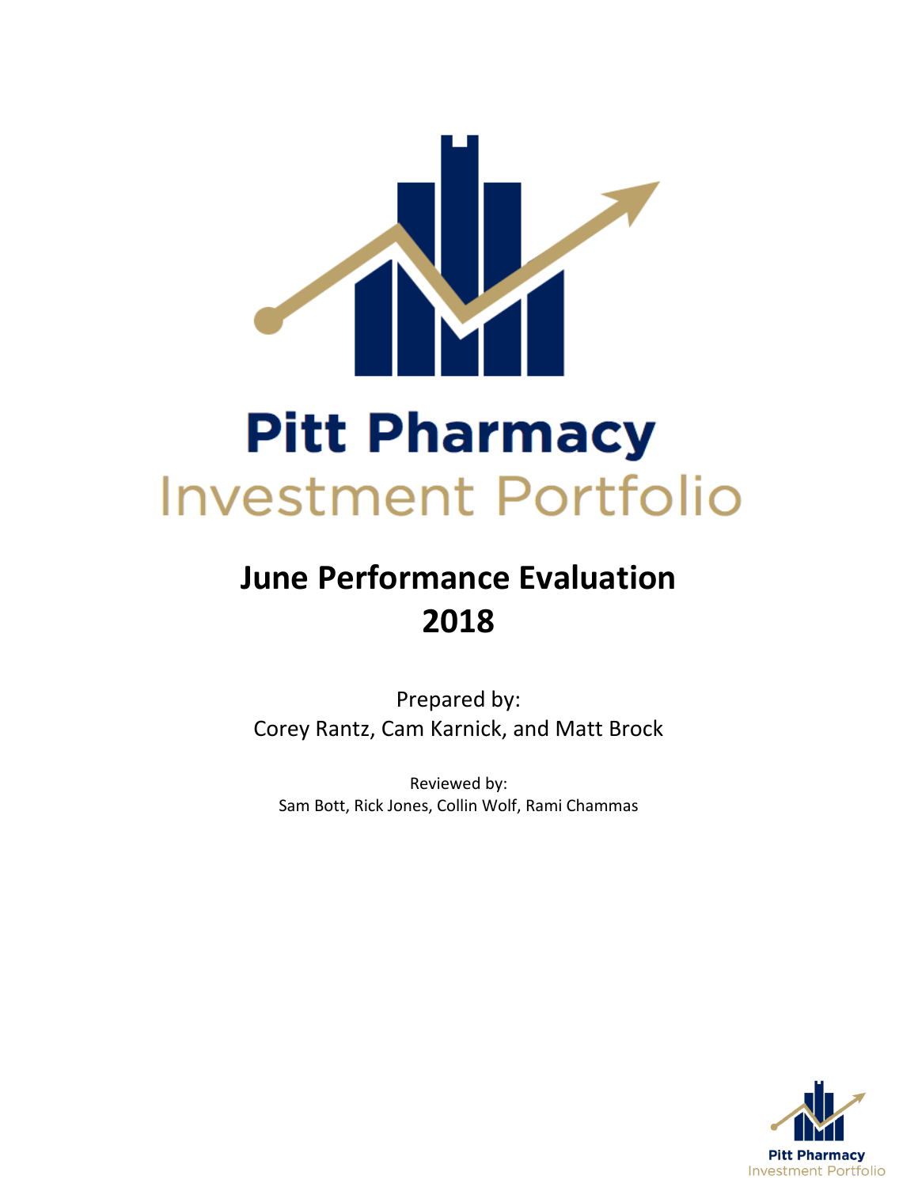# Pitt Pharmacy

## Investment Portfolio

# June Performance Evaluation 2018

Prepared by:
Corey Rantz, Cam Karnick, and Matt Brock

Reviewed by:
Sam Bott, Rick Jones, Collin Wolf, Rami Chammas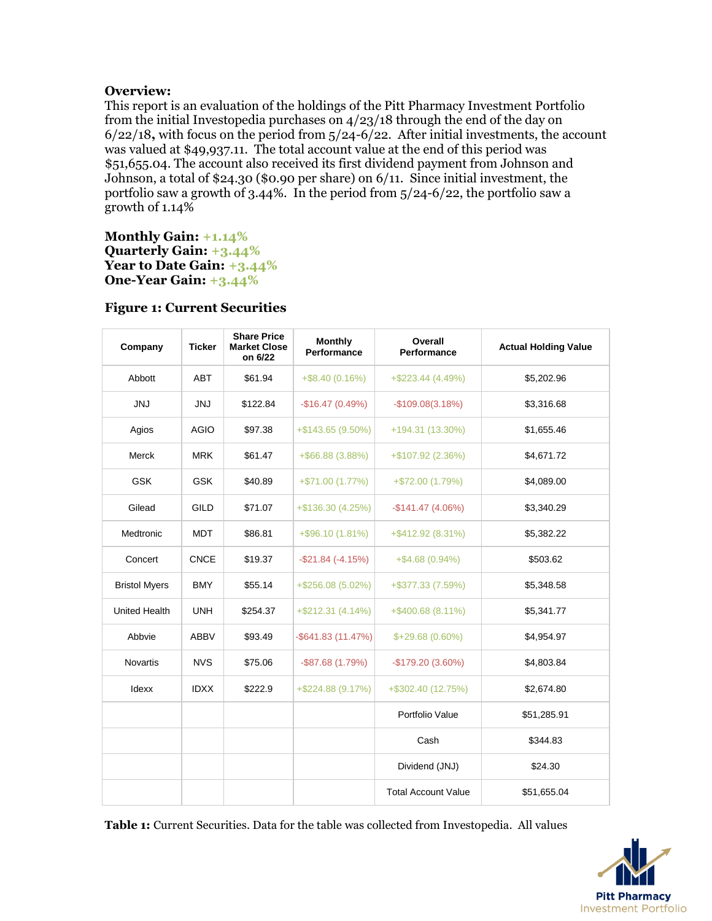**Overview:**
This report is an evaluation of the holdings of the Pitt Pharmacy Investment Portfolio from the initial Investopedia purchases on 4/23/18 through the end of the day on 6/22/18, with focus on the period from 5/24-6/22. After initial investments, the account was valued at $49,937.11. The total account value at the end of this period was $51,655.04. The account also received its first dividend payment from Johnson and Johnson, a total of $24.30 ($0.90 per share) on 6/11. Since initial investment, the portfolio saw a growth of 3.44%. In the period from 5/24-6/22, the portfolio saw a growth of 1.14%

**Monthly Gain:** +1.14%
**Quarterly Gain:** +3.44%
**Year to Date Gain:** +3.44%
**One-Year Gain:** +3.44%

**Figure 1: Current Securities**

| Company | Ticker | Share Price Market Close on 6/22 | Monthly Performance | Overall Performance | Actual Holding Value |
|---|---|---|---|---|---|
| Abbott | ABT | $61.94 | +$8.40 (0.16%) | +$223.44 (4.49%) | $5,202.96 |
| JNJ | JNJ | $122.84 | -$16.47 (0.49%) | -$109.08(3.18%) | $3,316.68 |
| Agios | AGIO | $97.38 | +$143.65 (9.50%) | +194.31 (13.30%) | $1,655.46 |
| Merck | MRK | $61.47 | +$66.88 (3.88%) | +$107.92 (2.36%) | $4,671.72 |
| GSK | GSK | $40.89 | +$71.00 (1.77%) | +$72.00 (1.79%) | $4,089.00 |
| Gilead | GILD | $71.07 | +$136.30 (4.25%) | -$141.47 (4.06%) | $3,340.29 |
| Medtronic | MDT | $86.81 | +$96.10 (1.81%) | +$412.92 (8.31%) | $5,382.22 |
| Concert | CNCE | $19.37 | -$21.84 (-4.15%) | +$4.68 (0.94%) | $503.62 |
| Bristol Myers | BMY | $55.14 | +$256.08 (5.02%) | +$377.33 (7.59%) | $5,348.58 |
| United Health | UNH | $254.37 | +$212.31 (4.14%) | +$400.68 (8.11%) | $5,341.77 |
| Abbvie | ABBV | $93.49 | -$641.83 (11.47%) | $+29.68 (0.60%) | $4,954.97 |
| Novartis | NVS | $75.06 | -$87.68 (1.79%) | -$179.20 (3.60%) | $4,803.84 |
| Idexx | IDXX | $222.9 | +$224.88 (9.17%) | +$302.40 (12.75%) | $2,674.80 |
| | | | | Portfolio Value | $51,285.91 |
| | | | | Cash | $344.83 |
| | | | | Dividend (JNJ) | $24.30 |
| | | | | Total Account Value | $51,655.04 |

**Table 1:** Current Securities. Data for the table was collected from Investopedia. All values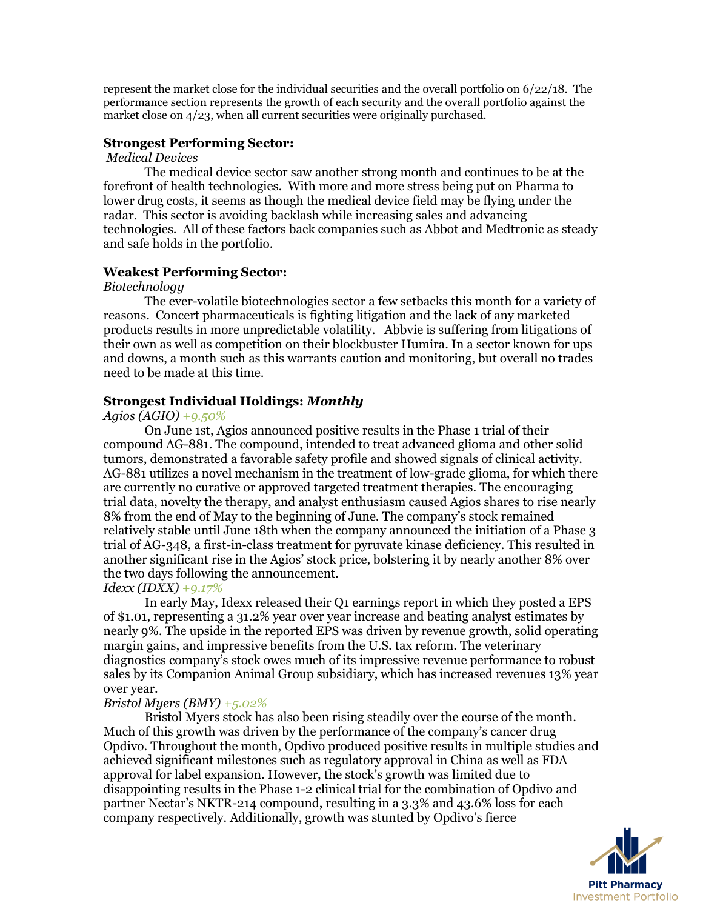represent the market close for the individual securities and the overall portfolio on 6/22/18. The performance section represents the growth of each security and the overall portfolio against the market close on 4/23, when all current securities were originally purchased.

**Strongest Performing Sector:**

*Medical Devices*

The medical device sector saw another strong month and continues to be at the forefront of health technologies. With more and more stress being put on Pharma to lower drug costs, it seems as though the medical device field may be flying under the radar. This sector is avoiding backlash while increasing sales and advancing technologies. All of these factors back companies such as Abbot and Medtronic as steady and safe holds in the portfolio.

**Weakest Performing Sector:**

*Biotechnology*

The ever-volatile biotechnologies sector a few setbacks this month for a variety of reasons. Concert pharmaceuticals is fighting litigation and the lack of any marketed products results in more unpredictable volatility. Abbvie is suffering from litigations of their own as well as competition on their blockbuster Humira. In a sector known for ups and downs, a month such as this warrants caution and monitoring, but overall no trades need to be made at this time.

**Strongest Individual Holdings: *Monthly***

*Agios (AGIO) +9.50%*

On June 1st, Agios announced positive results in the Phase 1 trial of their compound AG-881. The compound, intended to treat advanced glioma and other solid tumors, demonstrated a favorable safety profile and showed signals of clinical activity. AG-881 utilizes a novel mechanism in the treatment of low-grade glioma, for which there are currently no curative or approved targeted treatment therapies. The encouraging trial data, novelty the therapy, and analyst enthusiasm caused Agios shares to rise nearly 8% from the end of May to the beginning of June. The company's stock remained relatively stable until June 18th when the company announced the initiation of a Phase 3 trial of AG-348, a first-in-class treatment for pyruvate kinase deficiency. This resulted in another significant rise in the Agios' stock price, bolstering it by nearly another 8% over the two days following the announcement.

*Idexx (IDXX) +9.17%*

In early May, Idexx released their Q1 earnings report in which they posted a EPS of $1.01, representing a 31.2% year over year increase and beating analyst estimates by nearly 9%. The upside in the reported EPS was driven by revenue growth, solid operating margin gains, and impressive benefits from the U.S. tax reform. The veterinary diagnostics company's stock owes much of its impressive revenue performance to robust sales by its Companion Animal Group subsidiary, which has increased revenues 13% year over year.

*Bristol Myers (BMY) +5.02%*

Bristol Myers stock has also been rising steadily over the course of the month. Much of this growth was driven by the performance of the company's cancer drug Opdivo. Throughout the month, Opdivo produced positive results in multiple studies and achieved significant milestones such as regulatory approval in China as well as FDA approval for label expansion. However, the stock's growth was limited due to disappointing results in the Phase 1-2 clinical trial for the combination of Opdivo and partner Nectar's NKTR-214 compound, resulting in a 3.3% and 43.6% loss for each company respectively. Additionally, growth was stunted by Opdivo's fierce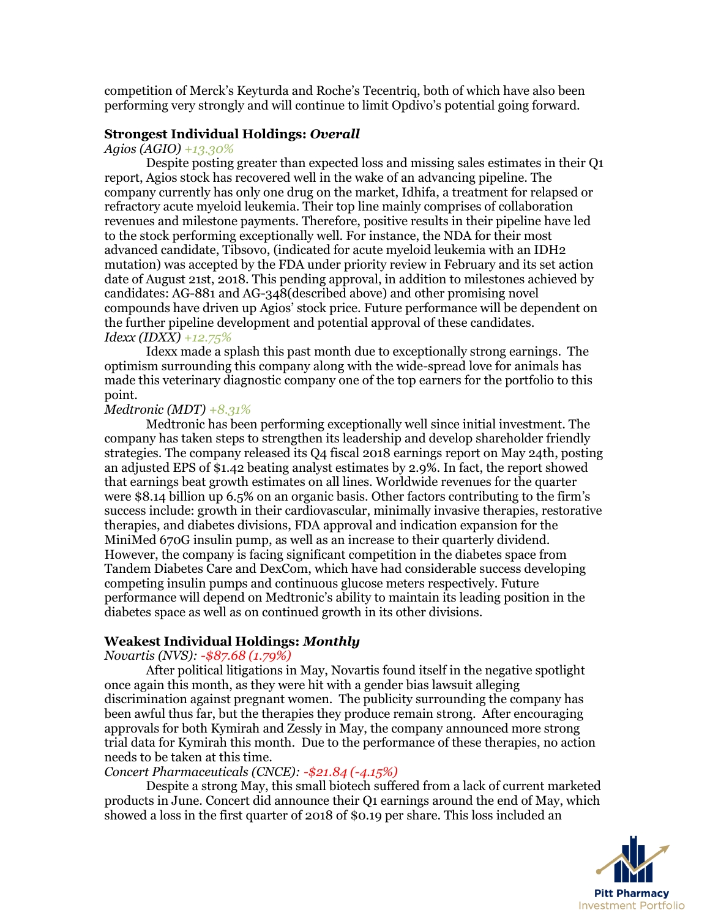competition of Merck's Keyturda and Roche's Tecentriq, both of which have also been performing very strongly and will continue to limit Opdivo's potential going forward.

### Strongest Individual Holdings: *Overall*

*Agios (AGIO) +13.30%*

Despite posting greater than expected loss and missing sales estimates in their Q1 report, Agios stock has recovered well in the wake of an advancing pipeline. The company currently has only one drug on the market, Idhifa, a treatment for relapsed or refractory acute myeloid leukemia. Their top line mainly comprises of collaboration revenues and milestone payments. Therefore, positive results in their pipeline have led to the stock performing exceptionally well. For instance, the NDA for their most advanced candidate, Tibsovo, (indicated for acute myeloid leukemia with an IDH2 mutation) was accepted by the FDA under priority review in February and its set action date of August 21st, 2018. This pending approval, in addition to milestones achieved by candidates: AG-881 and AG-348(described above) and other promising novel compounds have driven up Agios' stock price. Future performance will be dependent on the further pipeline development and potential approval of these candidates.

*Idexx (IDXX) +12.75%*

Idexx made a splash this past month due to exceptionally strong earnings. The optimism surrounding this company along with the wide-spread love for animals has made this veterinary diagnostic company one of the top earners for the portfolio to this point.

*Medtronic (MDT) +8.31%*

Medtronic has been performing exceptionally well since initial investment. The company has taken steps to strengthen its leadership and develop shareholder friendly strategies. The company released its Q4 fiscal 2018 earnings report on May 24th, posting an adjusted EPS of $1.42 beating analyst estimates by 2.9%. In fact, the report showed that earnings beat growth estimates on all lines. Worldwide revenues for the quarter were $8.14 billion up 6.5% on an organic basis. Other factors contributing to the firm's success include: growth in their cardiovascular, minimally invasive therapies, restorative therapies, and diabetes divisions, FDA approval and indication expansion for the MiniMed 670G insulin pump, as well as an increase to their quarterly dividend. However, the company is facing significant competition in the diabetes space from Tandem Diabetes Care and DexCom, which have had considerable success developing competing insulin pumps and continuous glucose meters respectively. Future performance will depend on Medtronic's ability to maintain its leading position in the diabetes space as well as on continued growth in its other divisions.

### Weakest Individual Holdings: *Monthly*

*Novartis (NVS): -$87.68 (1.79%)*

After political litigations in May, Novartis found itself in the negative spotlight once again this month, as they were hit with a gender bias lawsuit alleging discrimination against pregnant women. The publicity surrounding the company has been awful thus far, but the therapies they produce remain strong. After encouraging approvals for both Kymirah and Zessly in May, the company announced more strong trial data for Kymirah this month. Due to the performance of these therapies, no action needs to be taken at this time.

*Concert Pharmaceuticals (CNCE): -$21.84 (-4.15%)*

Despite a strong May, this small biotech suffered from a lack of current marketed products in June. Concert did announce their Q1 earnings around the end of May, which showed a loss in the first quarter of 2018 of $0.19 per share. This loss included an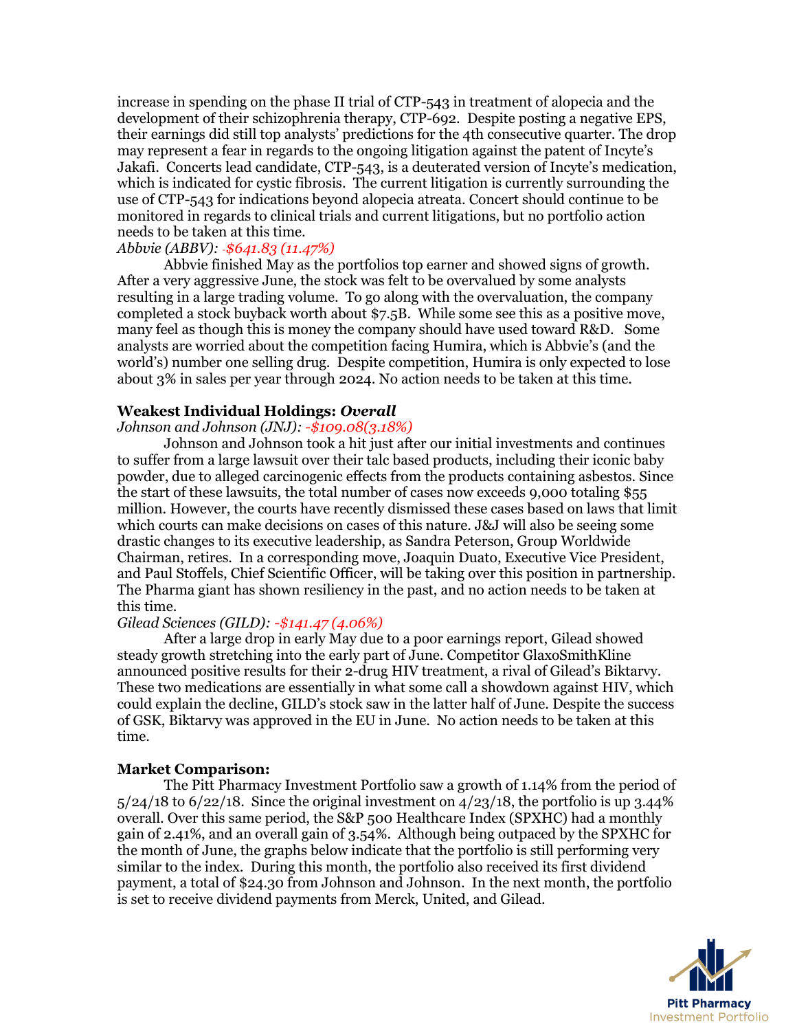increase in spending on the phase II trial of CTP-543 in treatment of alopecia and the development of their schizophrenia therapy, CTP-692. Despite posting a negative EPS, their earnings did still top analysts' predictions for the 4th consecutive quarter. The drop may represent a fear in regards to the ongoing litigation against the patent of Incyte's Jakafi. Concerts lead candidate, CTP-543, is a deuterated version of Incyte's medication, which is indicated for cystic fibrosis. The current litigation is currently surrounding the use of CTP-543 for indications beyond alopecia atreata. Concert should continue to be monitored in regards to clinical trials and current litigations, but no portfolio action needs to be taken at this time.

*Abbvie (ABBV): -$641.83 (11.47%)*

Abbvie finished May as the portfolios top earner and showed signs of growth. After a very aggressive June, the stock was felt to be overvalued by some analysts resulting in a large trading volume. To go along with the overvaluation, the company completed a stock buyback worth about $7.5B. While some see this as a positive move, many feel as though this is money the company should have used toward R&D. Some analysts are worried about the competition facing Humira, which is Abbvie's (and the world's) number one selling drug. Despite competition, Humira is only expected to lose about 3% in sales per year through 2024. No action needs to be taken at this time.

**Weakest Individual Holdings: *Overall***

*Johnson and Johnson (JNJ): -$109.08(3.18%)*

Johnson and Johnson took a hit just after our initial investments and continues to suffer from a large lawsuit over their talc based products, including their iconic baby powder, due to alleged carcinogenic effects from the products containing asbestos. Since the start of these lawsuits, the total number of cases now exceeds 9,000 totaling $55 million. However, the courts have recently dismissed these cases based on laws that limit which courts can make decisions on cases of this nature. J&J will also be seeing some drastic changes to its executive leadership, as Sandra Peterson, Group Worldwide Chairman, retires. In a corresponding move, Joaquin Duato, Executive Vice President, and Paul Stoffels, Chief Scientific Officer, will be taking over this position in partnership. The Pharma giant has shown resiliency in the past, and no action needs to be taken at this time.

*Gilead Sciences (GILD): -$141.47 (4.06%)*

After a large drop in early May due to a poor earnings report, Gilead showed steady growth stretching into the early part of June. Competitor GlaxoSmithKline announced positive results for their 2-drug HIV treatment, a rival of Gilead's Biktarvy. These two medications are essentially in what some call a showdown against HIV, which could explain the decline, GILD's stock saw in the latter half of June. Despite the success of GSK, Biktarvy was approved in the EU in June. No action needs to be taken at this time.

**Market Comparison:**

The Pitt Pharmacy Investment Portfolio saw a growth of 1.14% from the period of 5/24/18 to 6/22/18. Since the original investment on 4/23/18, the portfolio is up 3.44% overall. Over this same period, the S&P 500 Healthcare Index (SPXHC) had a monthly gain of 2.41%, and an overall gain of 3.54%. Although being outpaced by the SPXHC for the month of June, the graphs below indicate that the portfolio is still performing very similar to the index. During this month, the portfolio also received its first dividend payment, a total of $24.30 from Johnson and Johnson. In the next month, the portfolio is set to receive dividend payments from Merck, United, and Gilead.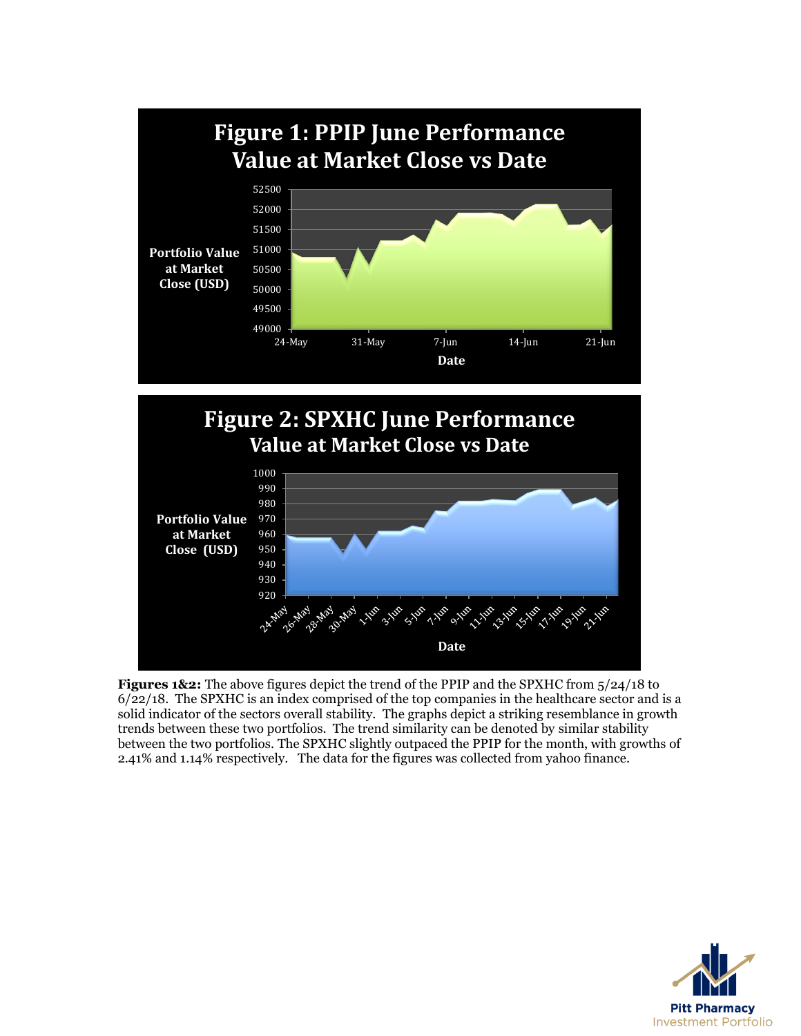**Figure 1: PPIP June Performance**
**Value at Market Close vs Date**

Portfolio Value at Market Close (USD)

52500
52000
51500
51000
50500
50000
49500
49000

24-May
31-May
7-Jun
14-Jun
21-Jun

Date

**Figure 2: SPXHC June Performance**
**Value at Market Close vs Date**

Portfolio Value at Market Close (USD)

1000
990
980
970
960
950
940
930
920

24-May
26-May
28-May
30-May
1-Jun
3-Jun
5-Jun
7-Jun
9-Jun
11-Jun
13-Jun
15-Jun
17-Jun
19-Jun
21-Jun

Date

**Figures 1&2:** The above figures depict the trend of the PPIP and the SPXHC from 5/24/18 to 6/22/18. The SPXHC is an index comprised of the top companies in the healthcare sector and is a solid indicator of the sectors overall stability. The graphs depict a striking resemblance in growth trends between these two portfolios. The trend similarity can be denoted by similar stability between the two portfolios. The SPXHC slightly outpaced the PPIP for the month, with growths of 2.41% and 1.14% respectively. The data for the figures was collected from yahoo finance.

Pitt Pharmacy
Investment Portfolio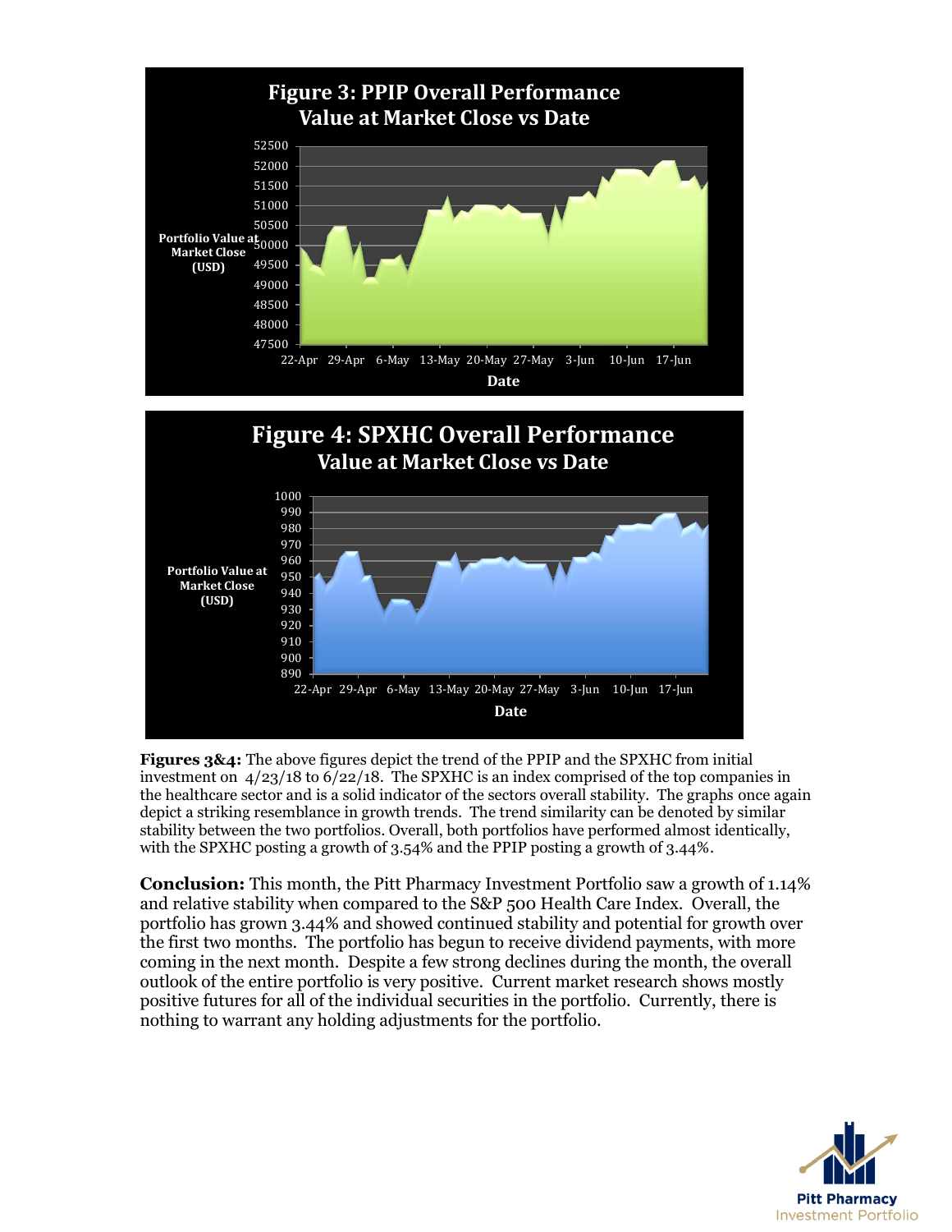Figure 3: PPIP Overall Performance
Value at Market Close vs Date

Portfolio Value at Market Close (USD)

52500
52000
51500
51000
50500
50000
49500
49000
48500
48000
47500

22-Apr 29-Apr 6-May 13-May 20-May 27-May 3-Jun 10-Jun 17-Jun

Date

Figure 4: SPXHC Overall Performance
Value at Market Close vs Date

Portfolio Value at Market Close (USD)

1000
990
980
970
960
950
940
930
920
910
900
890

22-Apr 29-Apr 6-May 13-May 20-May 27-May 3-Jun 10-Jun 17-Jun

Date

**Figures 3&4:** The above figures depict the trend of the PPIP and the SPXHC from initial investment on 4/23/18 to 6/22/18. The SPXHC is an index comprised of the top companies in the healthcare sector and is a solid indicator of the sectors overall stability. The graphs once again depict a striking resemblance in growth trends. The trend similarity can be denoted by similar stability between the two portfolios. Overall, both portfolios have performed almost identically, with the SPXHC posting a growth of 3.54% and the PPIP posting a growth of 3.44%.

**Conclusion:** This month, the Pitt Pharmacy Investment Portfolio saw a growth of 1.14% and relative stability when compared to the S&P 500 Health Care Index. Overall, the portfolio has grown 3.44% and showed continued stability and potential for growth over the first two months. The portfolio has begun to receive dividend payments, with more coming in the next month. Despite a few strong declines during the month, the overall outlook of the entire portfolio is very positive. Current market research shows mostly positive futures for all of the individual securities in the portfolio. Currently, there is nothing to warrant any holding adjustments for the portfolio.